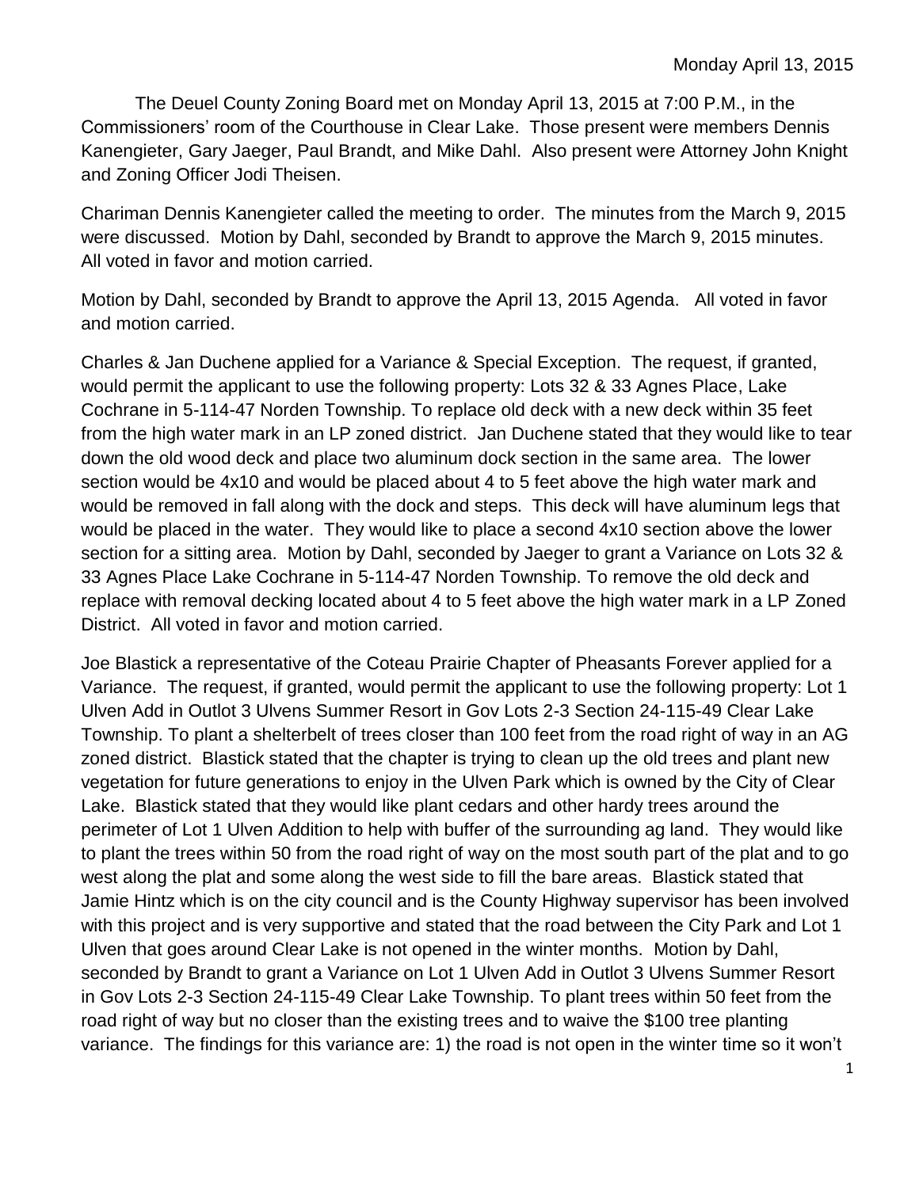Monday April 13, 2015

The Deuel County Zoning Board met on Monday April 13, 2015 at 7:00 P.M., in the Commissioners' room of the Courthouse in Clear Lake. Those present were members Dennis Kanengieter, Gary Jaeger, Paul Brandt, and Mike Dahl. Also present were Attorney John Knight and Zoning Officer Jodi Theisen.

Chariman Dennis Kanengieter called the meeting to order. The minutes from the March 9, 2015 were discussed. Motion by Dahl, seconded by Brandt to approve the March 9, 2015 minutes. All voted in favor and motion carried.

Motion by Dahl, seconded by Brandt to approve the April 13, 2015 Agenda. All voted in favor and motion carried.

Charles & Jan Duchene applied for a Variance & Special Exception. The request, if granted, would permit the applicant to use the following property: Lots 32 & 33 Agnes Place, Lake Cochrane in 5-114-47 Norden Township. To replace old deck with a new deck within 35 feet from the high water mark in an LP zoned district. Jan Duchene stated that they would like to tear down the old wood deck and place two aluminum dock section in the same area. The lower section would be 4x10 and would be placed about 4 to 5 feet above the high water mark and would be removed in fall along with the dock and steps. This deck will have aluminum legs that would be placed in the water. They would like to place a second 4x10 section above the lower section for a sitting area. Motion by Dahl, seconded by Jaeger to grant a Variance on Lots 32 & 33 Agnes Place Lake Cochrane in 5-114-47 Norden Township. To remove the old deck and replace with removal decking located about 4 to 5 feet above the high water mark in a LP Zoned District. All voted in favor and motion carried.

Joe Blastick a representative of the Coteau Prairie Chapter of Pheasants Forever applied for a Variance. The request, if granted, would permit the applicant to use the following property: Lot 1 Ulven Add in Outlot 3 Ulvens Summer Resort in Gov Lots 2-3 Section 24-115-49 Clear Lake Township. To plant a shelterbelt of trees closer than 100 feet from the road right of way in an AG zoned district. Blastick stated that the chapter is trying to clean up the old trees and plant new vegetation for future generations to enjoy in the Ulven Park which is owned by the City of Clear Lake. Blastick stated that they would like plant cedars and other hardy trees around the perimeter of Lot 1 Ulven Addition to help with buffer of the surrounding ag land. They would like to plant the trees within 50 from the road right of way on the most south part of the plat and to go west along the plat and some along the west side to fill the bare areas. Blastick stated that Jamie Hintz which is on the city council and is the County Highway supervisor has been involved with this project and is very supportive and stated that the road between the City Park and Lot 1 Ulven that goes around Clear Lake is not opened in the winter months. Motion by Dahl, seconded by Brandt to grant a Variance on Lot 1 Ulven Add in Outlot 3 Ulvens Summer Resort in Gov Lots 2-3 Section 24-115-49 Clear Lake Township. To plant trees within 50 feet from the road right of way but no closer than the existing trees and to waive the $100 tree planting variance. The findings for this variance are: 1) the road is not open in the winter time so it won't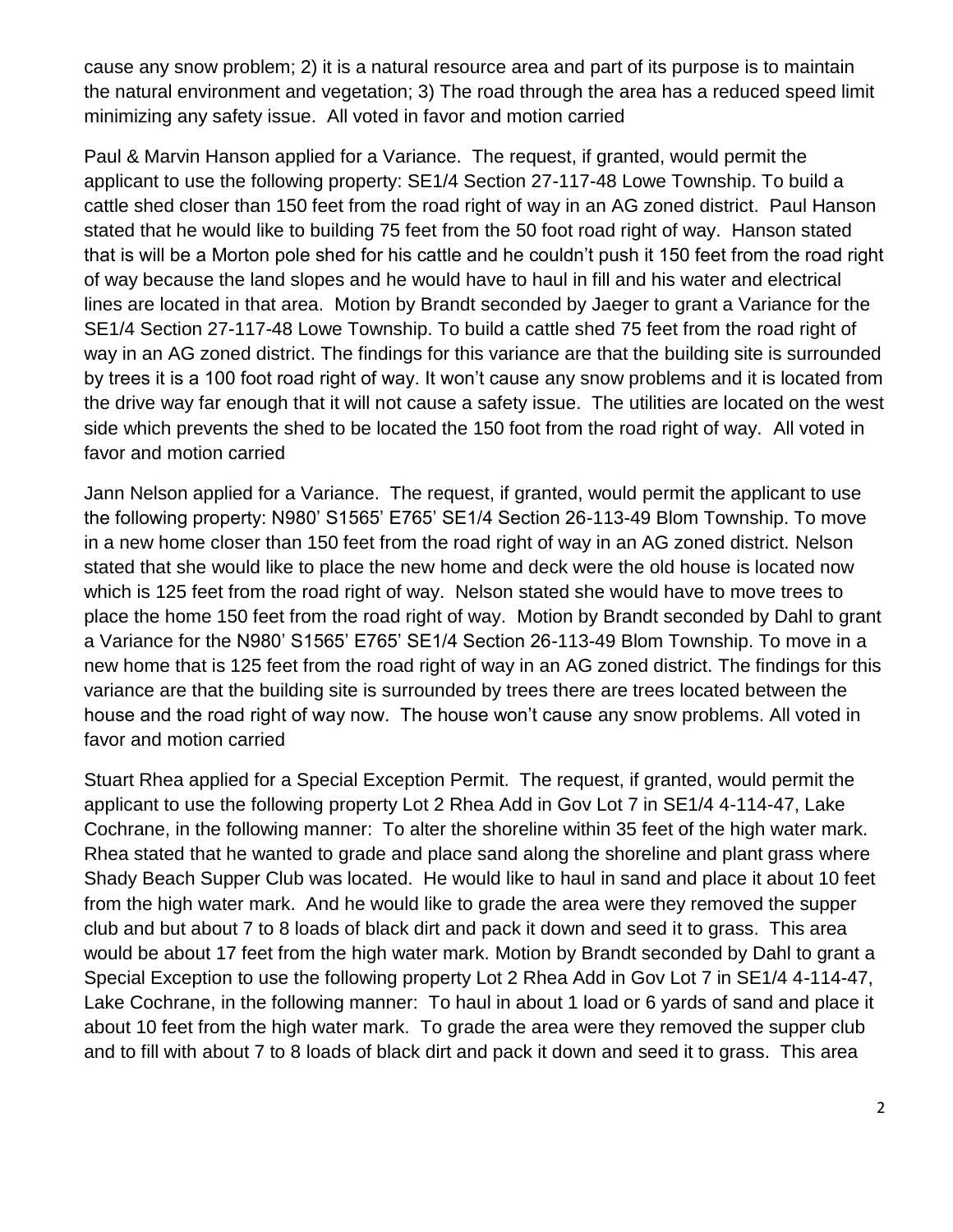cause any snow problem; 2) it is a natural resource area and part of its purpose is to maintain the natural environment and vegetation; 3) The road through the area has a reduced speed limit minimizing any safety issue. All voted in favor and motion carried

Paul & Marvin Hanson applied for a Variance. The request, if granted, would permit the applicant to use the following property: SE1/4 Section 27-117-48 Lowe Township. To build a cattle shed closer than 150 feet from the road right of way in an AG zoned district. Paul Hanson stated that he would like to building 75 feet from the 50 foot road right of way. Hanson stated that is will be a Morton pole shed for his cattle and he couldn't push it 150 feet from the road right of way because the land slopes and he would have to haul in fill and his water and electrical lines are located in that area. Motion by Brandt seconded by Jaeger to grant a Variance for the SE1/4 Section 27-117-48 Lowe Township. To build a cattle shed 75 feet from the road right of way in an AG zoned district. The findings for this variance are that the building site is surrounded by trees it is a 100 foot road right of way. It won't cause any snow problems and it is located from the drive way far enough that it will not cause a safety issue. The utilities are located on the west side which prevents the shed to be located the 150 foot from the road right of way. All voted in favor and motion carried

Jann Nelson applied for a Variance. The request, if granted, would permit the applicant to use the following property: N980' S1565' E765' SE1/4 Section 26-113-49 Blom Township. To move in a new home closer than 150 feet from the road right of way in an AG zoned district. Nelson stated that she would like to place the new home and deck were the old house is located now which is 125 feet from the road right of way. Nelson stated she would have to move trees to place the home 150 feet from the road right of way. Motion by Brandt seconded by Dahl to grant a Variance for the N980' S1565' E765' SE1/4 Section 26-113-49 Blom Township. To move in a new home that is 125 feet from the road right of way in an AG zoned district. The findings for this variance are that the building site is surrounded by trees there are trees located between the house and the road right of way now. The house won't cause any snow problems. All voted in favor and motion carried

Stuart Rhea applied for a Special Exception Permit. The request, if granted, would permit the applicant to use the following property Lot 2 Rhea Add in Gov Lot 7 in SE1/4 4-114-47, Lake Cochrane, in the following manner: To alter the shoreline within 35 feet of the high water mark. Rhea stated that he wanted to grade and place sand along the shoreline and plant grass where Shady Beach Supper Club was located. He would like to haul in sand and place it about 10 feet from the high water mark. And he would like to grade the area were they removed the supper club and but about 7 to 8 loads of black dirt and pack it down and seed it to grass. This area would be about 17 feet from the high water mark. Motion by Brandt seconded by Dahl to grant a Special Exception to use the following property Lot 2 Rhea Add in Gov Lot 7 in SE1/4 4-114-47, Lake Cochrane, in the following manner: To haul in about 1 load or 6 yards of sand and place it about 10 feet from the high water mark. To grade the area were they removed the supper club and to fill with about 7 to 8 loads of black dirt and pack it down and seed it to grass. This area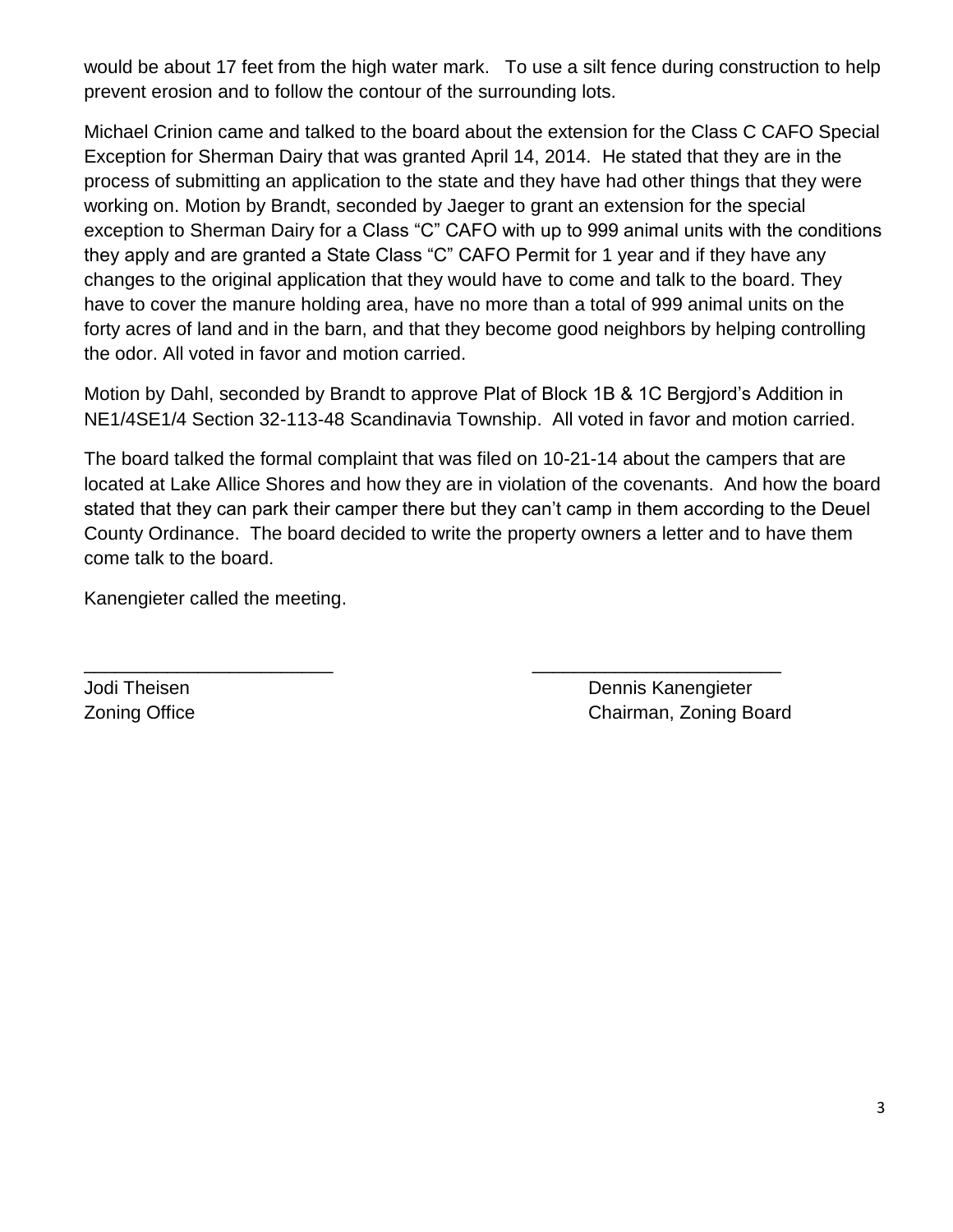would be about 17 feet from the high water mark. To use a silt fence during construction to help prevent erosion and to follow the contour of the surrounding lots.

Michael Crinion came and talked to the board about the extension for the Class C CAFO Special Exception for Sherman Dairy that was granted April 14, 2014. He stated that they are in the process of submitting an application to the state and they have had other things that they were working on. Motion by Brandt, seconded by Jaeger to grant an extension for the special exception to Sherman Dairy for a Class "C" CAFO with up to 999 animal units with the conditions they apply and are granted a State Class "C" CAFO Permit for 1 year and if they have any changes to the original application that they would have to come and talk to the board. They have to cover the manure holding area, have no more than a total of 999 animal units on the forty acres of land and in the barn, and that they become good neighbors by helping controlling the odor. All voted in favor and motion carried.

Motion by Dahl, seconded by Brandt to approve Plat of Block 1B & 1C Bergjord's Addition in NE1/4SE1/4 Section 32-113-48 Scandinavia Township. All voted in favor and motion carried.

The board talked the formal complaint that was filed on 10-21-14 about the campers that are located at Lake Allice Shores and how they are in violation of the covenants. And how the board stated that they can park their camper there but they can't camp in them according to the Deuel County Ordinance. The board decided to write the property owners a letter and to have them come talk to the board.

Kanengieter called the meeting.

________________________ ________________________

Jodi Theisen
Zoning Office

Dennis Kanengieter
Chairman, Zoning Board